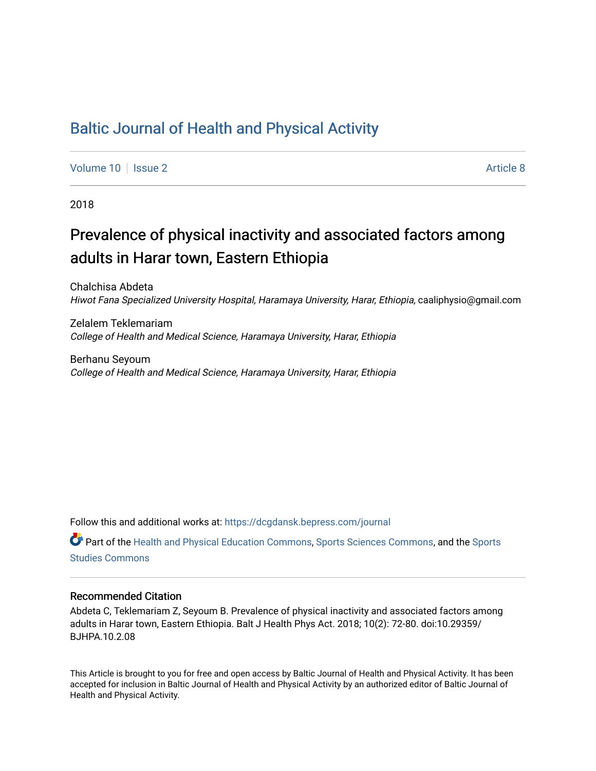# Baltic Journal of Health and Physical Activity

Volume 10 | Issue 2 Article 8

2018

## Prevalence of physical inactivity and associated factors among adults in Harar town, Eastern Ethiopia

Chalchisa Abdeta
*Hiwot Fana Specialized University Hospital, Haramaya University, Harar, Ethiopia*, caaliphysio@gmail.com

Zelalem Teklemariam
*College of Health and Medical Science, Haramaya University, Harar, Ethiopia*

Berhanu Seyoum
*College of Health and Medical Science, Haramaya University, Harar, Ethiopia*

Follow this and additional works at: https://dcgdansk.bepress.com/journal

Part of the Health and Physical Education Commons, Sports Sciences Commons, and the Sports Studies Commons

### Recommended Citation

Abdeta C, Teklemariam Z, Seyoum B. Prevalence of physical inactivity and associated factors among adults in Harar town, Eastern Ethiopia. Balt J Health Phys Act. 2018; 10(2): 72-80. doi:10.29359/BJHPA.10.2.08

This Article is brought to you for free and open access by Baltic Journal of Health and Physical Activity. It has been accepted for inclusion in Baltic Journal of Health and Physical Activity by an authorized editor of Baltic Journal of Health and Physical Activity.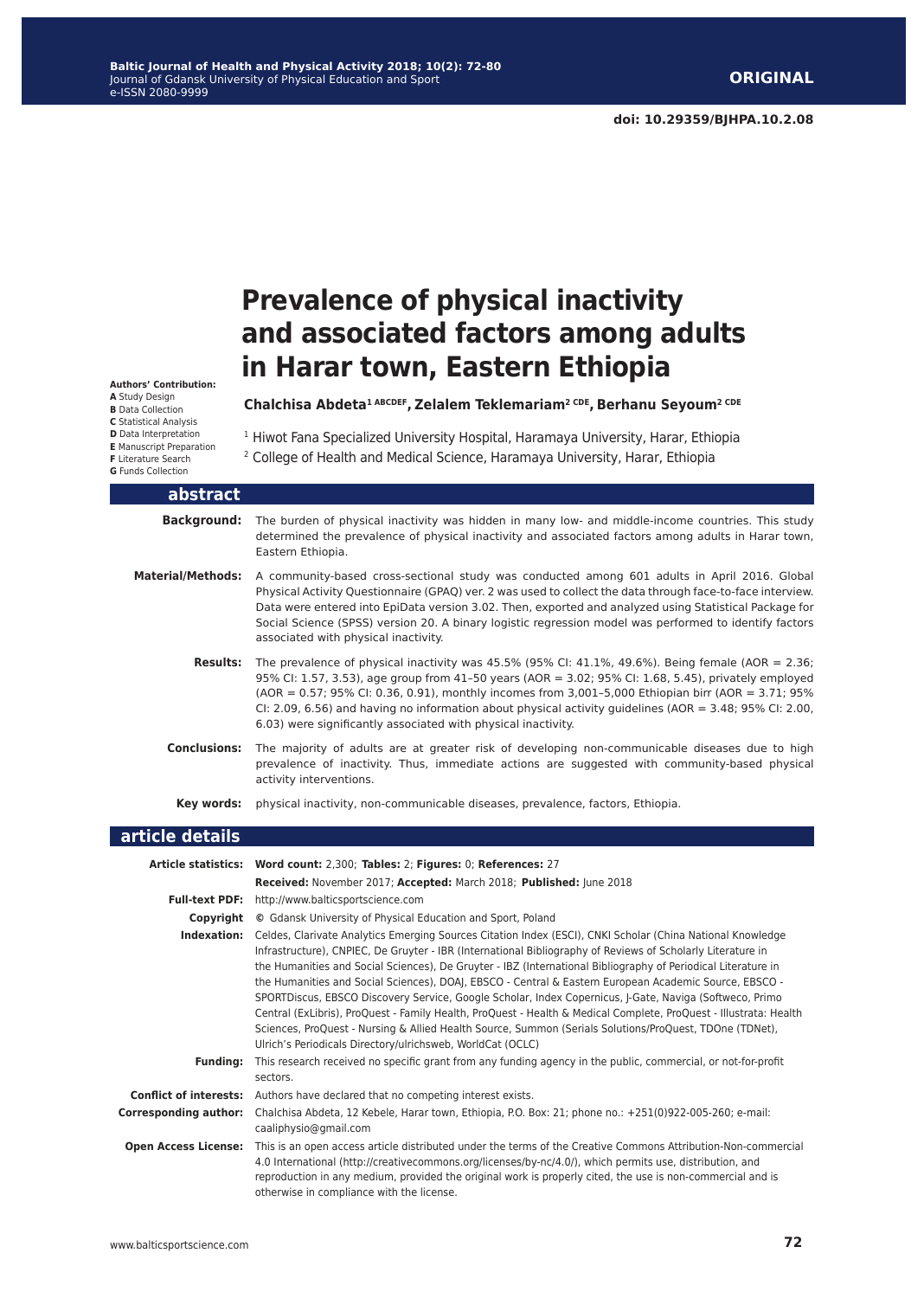# Prevalence of physical inactivity and associated factors among adults in Harar town, Eastern Ethiopia

**Authors' Contribution:**
**A** Study Design
**B** Data Collection
**C** Statistical Analysis
**D** Data Interpretation
**E** Manuscript Preparation
**F** Literature Search
**G** Funds Collection

**Chalchisa Abdeta[1 ABCDEF], Zelalem Teklemariam[2 CDE], Berhanu Seyoum[2 CDE]**

[1] Hiwot Fana Specialized University Hospital, Haramaya University, Harar, Ethiopia
[2] College of Health and Medical Science, Haramaya University, Harar, Ethiopia

## abstract

**Background:** The burden of physical inactivity was hidden in many low- and middle-income countries. This study determined the prevalence of physical inactivity and associated factors among adults in Harar town, Eastern Ethiopia.

**Material/Methods:** A community-based cross-sectional study was conducted among 601 adults in April 2016. Global Physical Activity Questionnaire (GPAQ) ver. 2 was used to collect the data through face-to-face interview. Data were entered into EpiData version 3.02. Then, exported and analyzed using Statistical Package for Social Science (SPSS) version 20. A binary logistic regression model was performed to identify factors associated with physical inactivity.

**Results:** The prevalence of physical inactivity was 45.5% (95% CI: 41.1%, 49.6%). Being female (AOR = 2.36; 95% CI: 1.57, 3.53), age group from 41–50 years (AOR = 3.02; 95% CI: 1.68, 5.45), privately employed (AOR = 0.57; 95% CI: 0.36, 0.91), monthly incomes from 3,001–5,000 Ethiopian birr (AOR = 3.71; 95% CI: 2.09, 6.56) and having no information about physical activity guidelines (AOR = 3.48; 95% CI: 2.00, 6.03) were significantly associated with physical inactivity.

**Conclusions:** The majority of adults are at greater risk of developing non-communicable diseases due to high prevalence of inactivity. Thus, immediate actions are suggested with community-based physical activity interventions.

**Key words:** physical inactivity, non-communicable diseases, prevalence, factors, Ethiopia.

## article details

**Article statistics:** **Word count:** 2,300; **Tables:** 2; **Figures:** 0; **References:** 27

**Received:** November 2017; **Accepted:** March 2018; **Published:** June 2018

**Full-text PDF:** http://www.balticsportscience.com

**Copyright** © Gdansk University of Physical Education and Sport, Poland

**Indexation:** Celdes, Clarivate Analytics Emerging Sources Citation Index (ESCI), CNKI Scholar (China National Knowledge Infrastructure), CNPIEC, De Gruyter - IBR (International Bibliography of Reviews of Scholarly Literature in the Humanities and Social Sciences), De Gruyter - IBZ (International Bibliography of Periodical Literature in the Humanities and Social Sciences), DOAJ, EBSCO - Central & Eastern European Academic Source, EBSCO - SPORTDiscus, EBSCO Discovery Service, Google Scholar, Index Copernicus, J-Gate, Naviga (Softweco, Primo Central (ExLibris), ProQuest - Family Health, ProQuest - Health & Medical Complete, ProQuest - Illustrata: Health Sciences, ProQuest - Nursing & Allied Health Source, Summon (Serials Solutions/ProQuest, TDOne (TDNet), Ulrich's Periodicals Directory/ulrichsweb, WorldCat (OCLC)

**Funding:** This research received no specific grant from any funding agency in the public, commercial, or not-for-profit sectors.

**Conflict of interests:** Authors have declared that no competing interest exists.

**Corresponding author:** Chalchisa Abdeta, 12 Kebele, Harar town, Ethiopia, P.O. Box: 21; phone no.: +251(0)922-005-260; e-mail: caaliphysio@gmail.com

**Open Access License:** This is an open access article distributed under the terms of the Creative Commons Attribution-Non-commercial 4.0 International (http://creativecommons.org/licenses/by-nc/4.0/), which permits use, distribution, and reproduction in any medium, provided the original work is properly cited, the use is non-commercial and is otherwise in compliance with the license.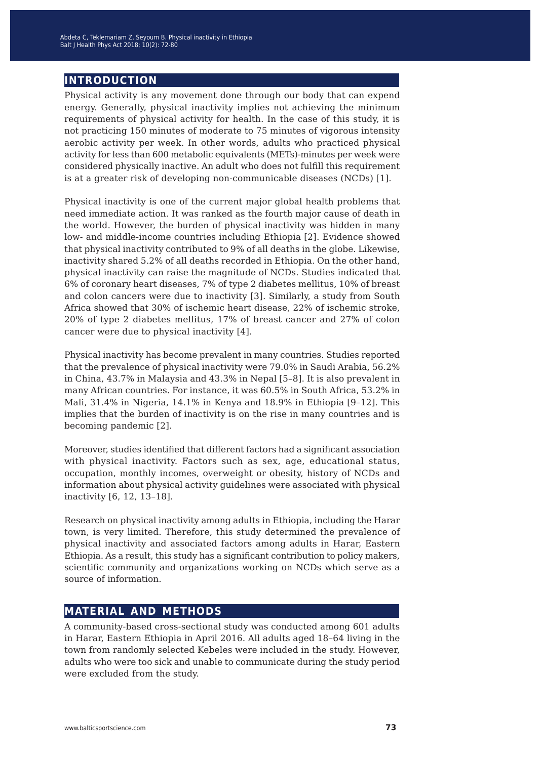## INTRODUCTION

Physical activity is any movement done through our body that can expend energy. Generally, physical inactivity implies not achieving the minimum requirements of physical activity for health. In the case of this study, it is not practicing 150 minutes of moderate to 75 minutes of vigorous intensity aerobic activity per week. In other words, adults who practiced physical activity for less than 600 metabolic equivalents (METs)-minutes per week were considered physically inactive. An adult who does not fulfill this requirement is at a greater risk of developing non-communicable diseases (NCDs) [1].

Physical inactivity is one of the current major global health problems that need immediate action. It was ranked as the fourth major cause of death in the world. However, the burden of physical inactivity was hidden in many low- and middle-income countries including Ethiopia [2]. Evidence showed that physical inactivity contributed to 9% of all deaths in the globe. Likewise, inactivity shared 5.2% of all deaths recorded in Ethiopia. On the other hand, physical inactivity can raise the magnitude of NCDs. Studies indicated that 6% of coronary heart diseases, 7% of type 2 diabetes mellitus, 10% of breast and colon cancers were due to inactivity [3]. Similarly, a study from South Africa showed that 30% of ischemic heart disease, 22% of ischemic stroke, 20% of type 2 diabetes mellitus, 17% of breast cancer and 27% of colon cancer were due to physical inactivity [4].

Physical inactivity has become prevalent in many countries. Studies reported that the prevalence of physical inactivity were 79.0% in Saudi Arabia, 56.2% in China, 43.7% in Malaysia and 43.3% in Nepal [5–8]. It is also prevalent in many African countries. For instance, it was 60.5% in South Africa, 53.2% in Mali, 31.4% in Nigeria, 14.1% in Kenya and 18.9% in Ethiopia [9–12]. This implies that the burden of inactivity is on the rise in many countries and is becoming pandemic [2].

Moreover, studies identified that different factors had a significant association with physical inactivity. Factors such as sex, age, educational status, occupation, monthly incomes, overweight or obesity, history of NCDs and information about physical activity guidelines were associated with physical inactivity [6, 12, 13–18].

Research on physical inactivity among adults in Ethiopia, including the Harar town, is very limited. Therefore, this study determined the prevalence of physical inactivity and associated factors among adults in Harar, Eastern Ethiopia. As a result, this study has a significant contribution to policy makers, scientific community and organizations working on NCDs which serve as a source of information.

## MATERIAL AND METHODS

A community-based cross-sectional study was conducted among 601 adults in Harar, Eastern Ethiopia in April 2016. All adults aged 18–64 living in the town from randomly selected Kebeles were included in the study. However, adults who were too sick and unable to communicate during the study period were excluded from the study.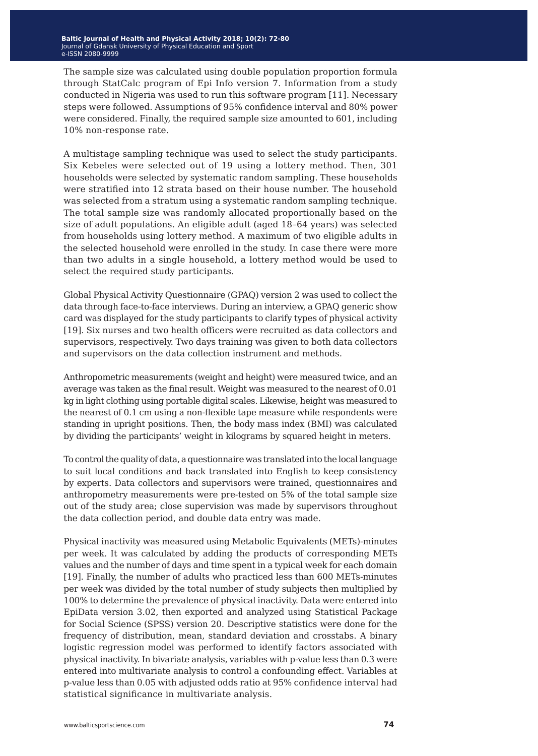The sample size was calculated using double population proportion formula through StatCalc program of Epi Info version 7. Information from a study conducted in Nigeria was used to run this software program [11]. Necessary steps were followed. Assumptions of 95% confidence interval and 80% power were considered. Finally, the required sample size amounted to 601, including 10% non-response rate.

A multistage sampling technique was used to select the study participants. Six Kebeles were selected out of 19 using a lottery method. Then, 301 households were selected by systematic random sampling. These households were stratified into 12 strata based on their house number. The household was selected from a stratum using a systematic random sampling technique. The total sample size was randomly allocated proportionally based on the size of adult populations. An eligible adult (aged 18–64 years) was selected from households using lottery method. A maximum of two eligible adults in the selected household were enrolled in the study. In case there were more than two adults in a single household, a lottery method would be used to select the required study participants.

Global Physical Activity Questionnaire (GPAQ) version 2 was used to collect the data through face-to-face interviews. During an interview, a GPAQ generic show card was displayed for the study participants to clarify types of physical activity [19]. Six nurses and two health officers were recruited as data collectors and supervisors, respectively. Two days training was given to both data collectors and supervisors on the data collection instrument and methods.

Anthropometric measurements (weight and height) were measured twice, and an average was taken as the final result. Weight was measured to the nearest of 0.01 kg in light clothing using portable digital scales. Likewise, height was measured to the nearest of 0.1 cm using a non-flexible tape measure while respondents were standing in upright positions. Then, the body mass index (BMI) was calculated by dividing the participants' weight in kilograms by squared height in meters.

To control the quality of data, a questionnaire was translated into the local language to suit local conditions and back translated into English to keep consistency by experts. Data collectors and supervisors were trained, questionnaires and anthropometry measurements were pre-tested on 5% of the total sample size out of the study area; close supervision was made by supervisors throughout the data collection period, and double data entry was made.

Physical inactivity was measured using Metabolic Equivalents (METs)-minutes per week. It was calculated by adding the products of corresponding METs values and the number of days and time spent in a typical week for each domain [19]. Finally, the number of adults who practiced less than 600 METs-minutes per week was divided by the total number of study subjects then multiplied by 100% to determine the prevalence of physical inactivity. Data were entered into EpiData version 3.02, then exported and analyzed using Statistical Package for Social Science (SPSS) version 20. Descriptive statistics were done for the frequency of distribution, mean, standard deviation and crosstabs. A binary logistic regression model was performed to identify factors associated with physical inactivity. In bivariate analysis, variables with p-value less than 0.3 were entered into multivariate analysis to control a confounding effect. Variables at p-value less than 0.05 with adjusted odds ratio at 95% confidence interval had statistical significance in multivariate analysis.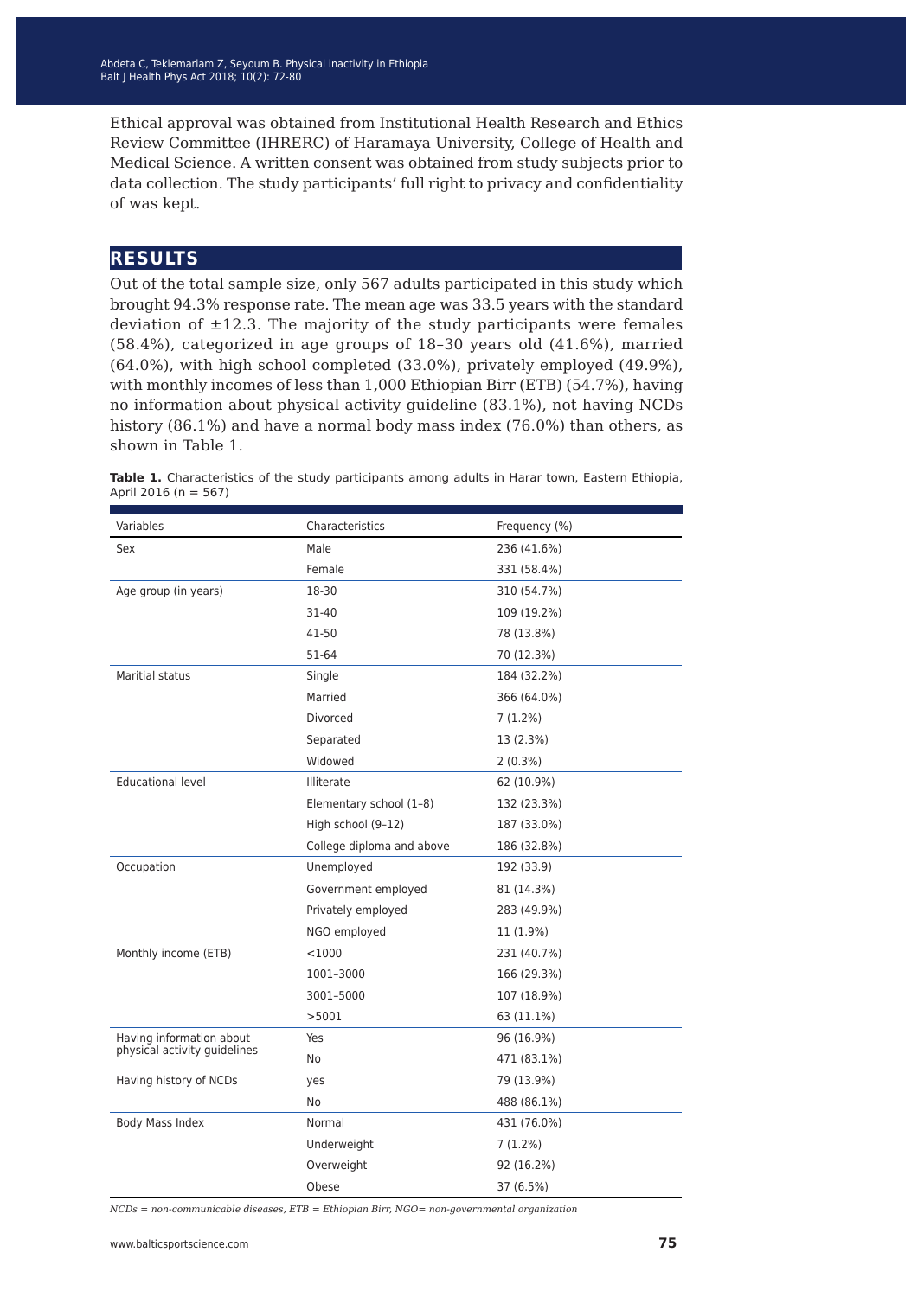Ethical approval was obtained from Institutional Health Research and Ethics Review Committee (IHRERC) of Haramaya University, College of Health and Medical Science. A written consent was obtained from study subjects prior to data collection. The study participants' full right to privacy and confidentiality of was kept.

## RESULTS

Out of the total sample size, only 567 adults participated in this study which brought 94.3% response rate. The mean age was 33.5 years with the standard deviation of ±12.3. The majority of the study participants were females (58.4%), categorized in age groups of 18–30 years old (41.6%), married (64.0%), with high school completed (33.0%), privately employed (49.9%), with monthly incomes of less than 1,000 Ethiopian Birr (ETB) (54.7%), having no information about physical activity guideline (83.1%), not having NCDs history (86.1%) and have a normal body mass index (76.0%) than others, as shown in Table 1.

**Table 1.** Characteristics of the study participants among adults in Harar town, Eastern Ethiopia, April 2016 (n = 567)

| Variables | Characteristics | Frequency (%) |
|---|---|---|
| Sex | Male | 236 (41.6%) |
| | Female | 331 (58.4%) |
| Age group (in years) | 18-30 | 310 (54.7%) |
| | 31-40 | 109 (19.2%) |
| | 41-50 | 78 (13.8%) |
| | 51-64 | 70 (12.3%) |
| Maritial status | Single | 184 (32.2%) |
| | Married | 366 (64.0%) |
| | Divorced | 7 (1.2%) |
| | Separated | 13 (2.3%) |
| | Widowed | 2 (0.3%) |
| Educational level | Illiterate | 62 (10.9%) |
| | Elementary school (1–8) | 132 (23.3%) |
| | High school (9–12) | 187 (33.0%) |
| | College diploma and above | 186 (32.8%) |
| Occupation | Unemployed | 192 (33.9) |
| | Government employed | 81 (14.3%) |
| | Privately employed | 283 (49.9%) |
| | NGO employed | 11 (1.9%) |
| Monthly income (ETB) | <1000 | 231 (40.7%) |
| | 1001–3000 | 166 (29.3%) |
| | 3001–5000 | 107 (18.9%) |
| | >5001 | 63 (11.1%) |
| Having information about physical activity guidelines | Yes | 96 (16.9%) |
| | No | 471 (83.1%) |
| Having history of NCDs | yes | 79 (13.9%) |
| | No | 488 (86.1%) |
| Body Mass Index | Normal | 431 (76.0%) |
| | Underweight | 7 (1.2%) |
| | Overweight | 92 (16.2%) |
| | Obese | 37 (6.5%) |

*NCDs = non-communicable diseases, ETB = Ethiopian Birr, NGO= non-governmental organization*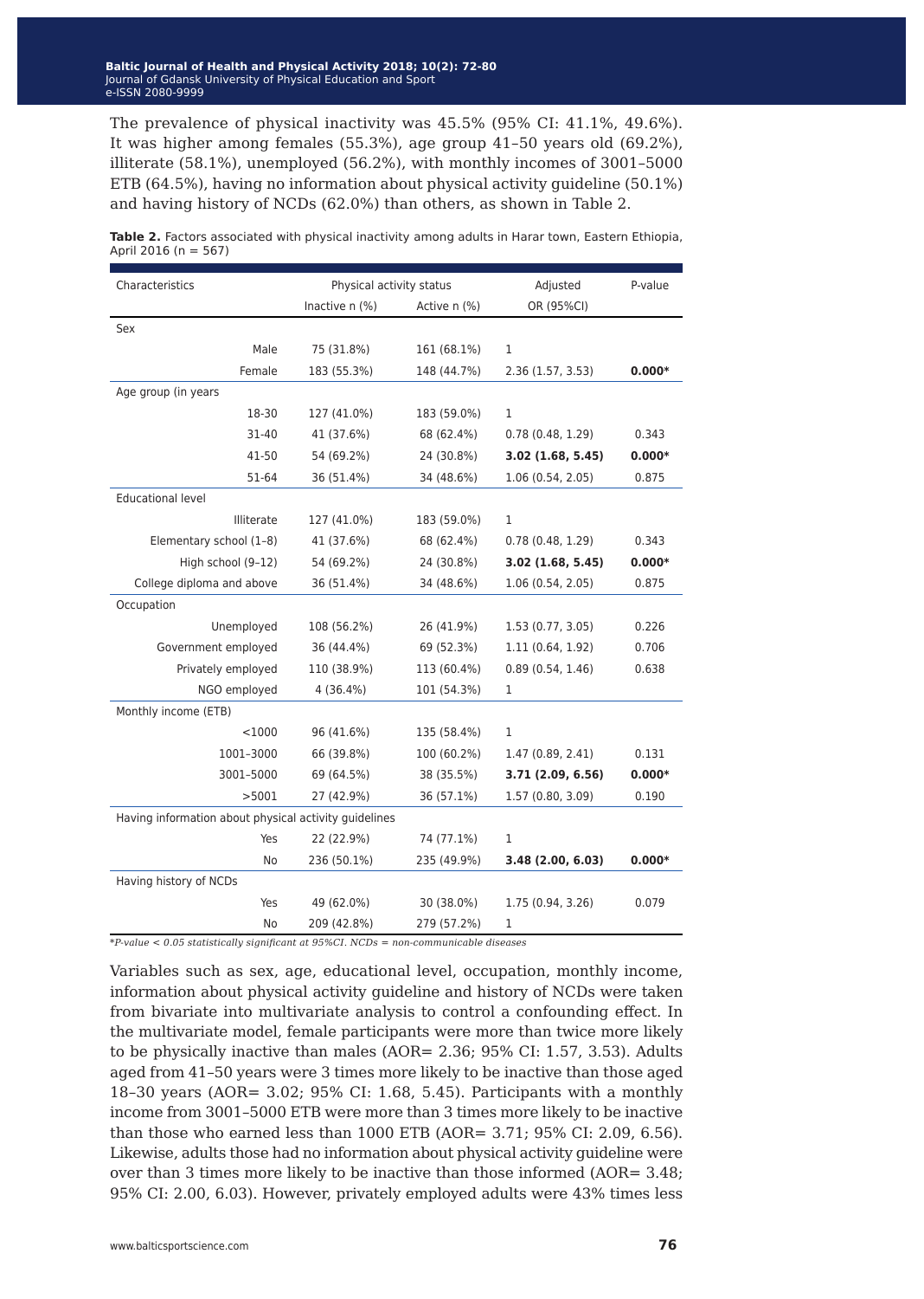The prevalence of physical inactivity was 45.5% (95% CI: 41.1%, 49.6%). It was higher among females (55.3%), age group 41–50 years old (69.2%), illiterate (58.1%), unemployed (56.2%), with monthly incomes of 3001–5000 ETB (64.5%), having no information about physical activity guideline (50.1%) and having history of NCDs (62.0%) than others, as shown in Table 2.

**Table 2.** Factors associated with physical inactivity among adults in Harar town, Eastern Ethiopia, April 2016 (n = 567)

| Characteristics | Physical activity status | | Adjusted | P-value |
|---|---|---|---|---|
| | Inactive n (%) | Active n (%) | OR (95%CI) | |
| Sex | | | | |
| Male | 75 (31.8%) | 161 (68.1%) | 1 | |
| Female | 183 (55.3%) | 148 (44.7%) | 2.36 (1.57, 3.53) | **0.000*** |
| Age group (in years | | | | |
| 18-30 | 127 (41.0%) | 183 (59.0%) | 1 | |
| 31-40 | 41 (37.6%) | 68 (62.4%) | 0.78 (0.48, 1.29) | 0.343 |
| 41-50 | 54 (69.2%) | 24 (30.8%) | **3.02 (1.68, 5.45)** | **0.000*** |
| 51-64 | 36 (51.4%) | 34 (48.6%) | 1.06 (0.54, 2.05) | 0.875 |
| Educational level | | | | |
| Illiterate | 127 (41.0%) | 183 (59.0%) | 1 | |
| Elementary school (1–8) | 41 (37.6%) | 68 (62.4%) | 0.78 (0.48, 1.29) | 0.343 |
| High school (9–12) | 54 (69.2%) | 24 (30.8%) | **3.02 (1.68, 5.45)** | **0.000*** |
| College diploma and above | 36 (51.4%) | 34 (48.6%) | 1.06 (0.54, 2.05) | 0.875 |
| Occupation | | | | |
| Unemployed | 108 (56.2%) | 26 (41.9%) | 1.53 (0.77, 3.05) | 0.226 |
| Government employed | 36 (44.4%) | 69 (52.3%) | 1.11 (0.64, 1.92) | 0.706 |
| Privately employed | 110 (38.9%) | 113 (60.4%) | 0.89 (0.54, 1.46) | 0.638 |
| NGO employed | 4 (36.4%) | 101 (54.3%) | 1 | |
| Monthly income (ETB) | | | | |
| <1000 | 96 (41.6%) | 135 (58.4%) | 1 | |
| 1001–3000 | 66 (39.8%) | 100 (60.2%) | 1.47 (0.89, 2.41) | 0.131 |
| 3001–5000 | 69 (64.5%) | 38 (35.5%) | **3.71 (2.09, 6.56)** | **0.000*** |
| >5001 | 27 (42.9%) | 36 (57.1%) | 1.57 (0.80, 3.09) | 0.190 |
| Having information about physical activity guidelines | | | | |
| Yes | 22 (22.9%) | 74 (77.1%) | 1 | |
| No | 236 (50.1%) | 235 (49.9%) | **3.48 (2.00, 6.03)** | **0.000*** |
| Having history of NCDs | | | | |
| Yes | 49 (62.0%) | 30 (38.0%) | 1.75 (0.94, 3.26) | 0.079 |
| No | 209 (42.8%) | 279 (57.2%) | 1 | |

*\*P-value < 0.05 statistically significant at 95%CI. NCDs = non-communicable diseases*

Variables such as sex, age, educational level, occupation, monthly income, information about physical activity guideline and history of NCDs were taken from bivariate into multivariate analysis to control a confounding effect. In the multivariate model, female participants were more than twice more likely to be physically inactive than males (AOR= 2.36; 95% CI: 1.57, 3.53). Adults aged from 41–50 years were 3 times more likely to be inactive than those aged 18–30 years (AOR= 3.02; 95% CI: 1.68, 5.45). Participants with a monthly income from 3001–5000 ETB were more than 3 times more likely to be inactive than those who earned less than 1000 ETB (AOR= 3.71; 95% CI: 2.09, 6.56). Likewise, adults those had no information about physical activity guideline were over than 3 times more likely to be inactive than those informed (AOR= 3.48; 95% CI: 2.00, 6.03). However, privately employed adults were 43% times less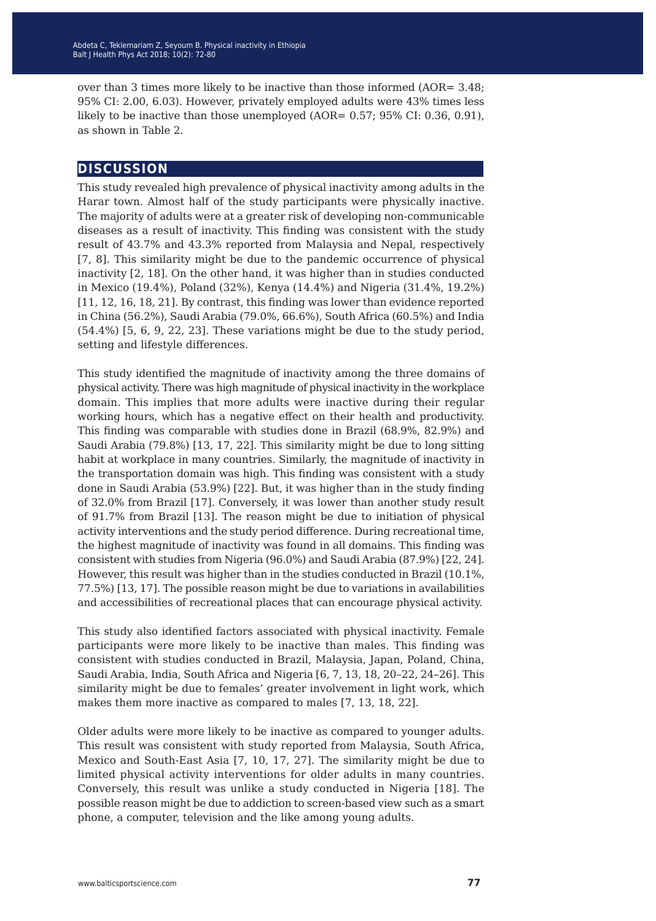over than 3 times more likely to be inactive than those informed (AOR= 3.48; 95% CI: 2.00, 6.03). However, privately employed adults were 43% times less likely to be inactive than those unemployed (AOR= 0.57; 95% CI: 0.36, 0.91), as shown in Table 2.

## DISCUSSION

This study revealed high prevalence of physical inactivity among adults in the Harar town. Almost half of the study participants were physically inactive. The majority of adults were at a greater risk of developing non-communicable diseases as a result of inactivity. This finding was consistent with the study result of 43.7% and 43.3% reported from Malaysia and Nepal, respectively [7, 8]. This similarity might be due to the pandemic occurrence of physical inactivity [2, 18]. On the other hand, it was higher than in studies conducted in Mexico (19.4%), Poland (32%), Kenya (14.4%) and Nigeria (31.4%, 19.2%) [11, 12, 16, 18, 21]. By contrast, this finding was lower than evidence reported in China (56.2%), Saudi Arabia (79.0%, 66.6%), South Africa (60.5%) and India (54.4%) [5, 6, 9, 22, 23]. These variations might be due to the study period, setting and lifestyle differences.

This study identified the magnitude of inactivity among the three domains of physical activity. There was high magnitude of physical inactivity in the workplace domain. This implies that more adults were inactive during their regular working hours, which has a negative effect on their health and productivity. This finding was comparable with studies done in Brazil (68.9%, 82.9%) and Saudi Arabia (79.8%) [13, 17, 22]. This similarity might be due to long sitting habit at workplace in many countries. Similarly, the magnitude of inactivity in the transportation domain was high. This finding was consistent with a study done in Saudi Arabia (53.9%) [22]. But, it was higher than in the study finding of 32.0% from Brazil [17]. Conversely, it was lower than another study result of 91.7% from Brazil [13]. The reason might be due to initiation of physical activity interventions and the study period difference. During recreational time, the highest magnitude of inactivity was found in all domains. This finding was consistent with studies from Nigeria (96.0%) and Saudi Arabia (87.9%) [22, 24]. However, this result was higher than in the studies conducted in Brazil (10.1%, 77.5%) [13, 17]. The possible reason might be due to variations in availabilities and accessibilities of recreational places that can encourage physical activity.

This study also identified factors associated with physical inactivity. Female participants were more likely to be inactive than males. This finding was consistent with studies conducted in Brazil, Malaysia, Japan, Poland, China, Saudi Arabia, India, South Africa and Nigeria [6, 7, 13, 18, 20–22, 24–26]. This similarity might be due to females' greater involvement in light work, which makes them more inactive as compared to males [7, 13, 18, 22].

Older adults were more likely to be inactive as compared to younger adults. This result was consistent with study reported from Malaysia, South Africa, Mexico and South-East Asia [7, 10, 17, 27]. The similarity might be due to limited physical activity interventions for older adults in many countries. Conversely, this result was unlike a study conducted in Nigeria [18]. The possible reason might be due to addiction to screen-based view such as a smart phone, a computer, television and the like among young adults.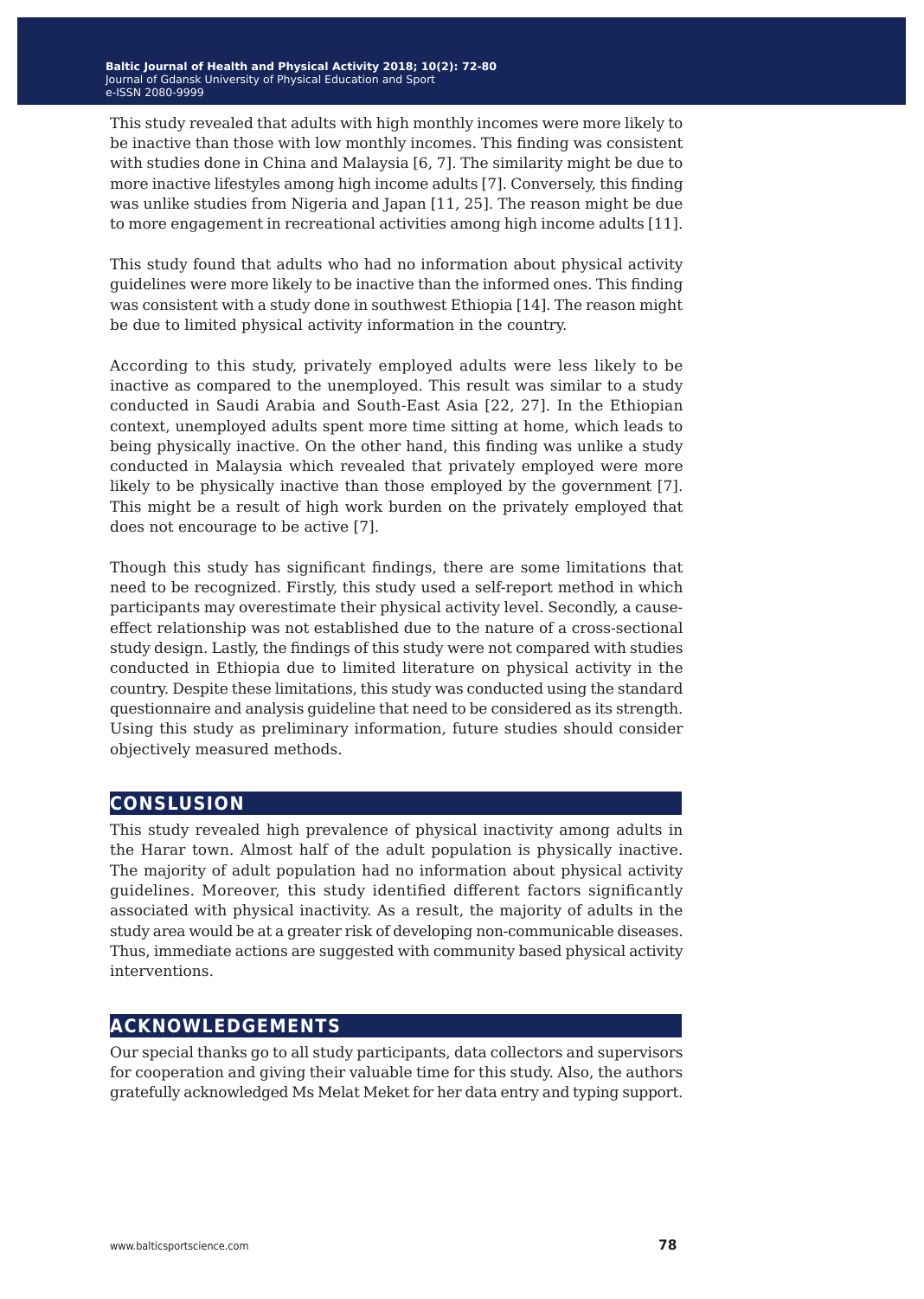This study revealed that adults with high monthly incomes were more likely to be inactive than those with low monthly incomes. This finding was consistent with studies done in China and Malaysia [6, 7]. The similarity might be due to more inactive lifestyles among high income adults [7]. Conversely, this finding was unlike studies from Nigeria and Japan [11, 25]. The reason might be due to more engagement in recreational activities among high income adults [11].

This study found that adults who had no information about physical activity guidelines were more likely to be inactive than the informed ones. This finding was consistent with a study done in southwest Ethiopia [14]. The reason might be due to limited physical activity information in the country.

According to this study, privately employed adults were less likely to be inactive as compared to the unemployed. This result was similar to a study conducted in Saudi Arabia and South-East Asia [22, 27]. In the Ethiopian context, unemployed adults spent more time sitting at home, which leads to being physically inactive. On the other hand, this finding was unlike a study conducted in Malaysia which revealed that privately employed were more likely to be physically inactive than those employed by the government [7]. This might be a result of high work burden on the privately employed that does not encourage to be active [7].

Though this study has significant findings, there are some limitations that need to be recognized. Firstly, this study used a self-report method in which participants may overestimate their physical activity level. Secondly, a cause-effect relationship was not established due to the nature of a cross-sectional study design. Lastly, the findings of this study were not compared with studies conducted in Ethiopia due to limited literature on physical activity in the country. Despite these limitations, this study was conducted using the standard questionnaire and analysis guideline that need to be considered as its strength. Using this study as preliminary information, future studies should consider objectively measured methods.

## CONSLUSION

This study revealed high prevalence of physical inactivity among adults in the Harar town. Almost half of the adult population is physically inactive. The majority of adult population had no information about physical activity guidelines. Moreover, this study identified different factors significantly associated with physical inactivity. As a result, the majority of adults in the study area would be at a greater risk of developing non-communicable diseases. Thus, immediate actions are suggested with community based physical activity interventions.

## ACKNOWLEDGEMENTS

Our special thanks go to all study participants, data collectors and supervisors for cooperation and giving their valuable time for this study. Also, the authors gratefully acknowledged Ms Melat Meket for her data entry and typing support.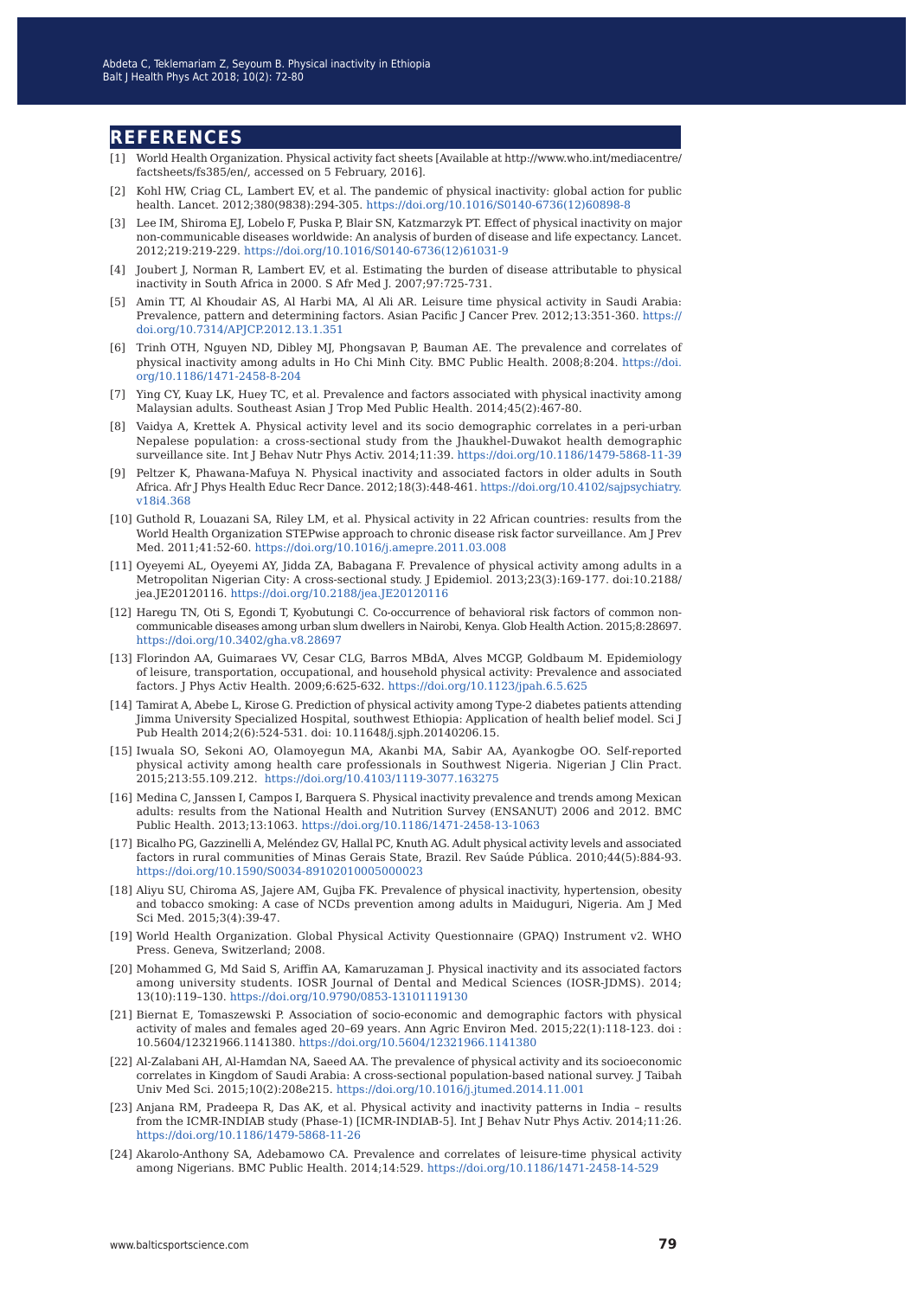## REFERENCES

[1] World Health Organization. Physical activity fact sheets [Available at http://www.who.int/mediacentre/factsheets/fs385/en/, accessed on 5 February, 2016].

[2] Kohl HW, Criag CL, Lambert EV, et al. The pandemic of physical inactivity: global action for public health. Lancet. 2012;380(9838):294-305. https://doi.org/10.1016/S0140-6736(12)60898-8

[3] Lee IM, Shiroma EJ, Lobelo F, Puska P, Blair SN, Katzmarzyk PT. Effect of physical inactivity on major non-communicable diseases worldwide: An analysis of burden of disease and life expectancy. Lancet. 2012;219:219-229. https://doi.org/10.1016/S0140-6736(12)61031-9

[4] Joubert J, Norman R, Lambert EV, et al. Estimating the burden of disease attributable to physical inactivity in South Africa in 2000. S Afr Med J. 2007;97:725-731.

[5] Amin TT, Al Khoudair AS, Al Harbi MA, Al Ali AR. Leisure time physical activity in Saudi Arabia: Prevalence, pattern and determining factors. Asian Pacific J Cancer Prev. 2012;13:351-360. https://doi.org/10.7314/APJCP.2012.13.1.351

[6] Trinh OTH, Nguyen ND, Dibley MJ, Phongsavan P, Bauman AE. The prevalence and correlates of physical inactivity among adults in Ho Chi Minh City. BMC Public Health. 2008;8:204. https://doi.org/10.1186/1471-2458-8-204

[7] Ying CY, Kuay LK, Huey TC, et al. Prevalence and factors associated with physical inactivity among Malaysian adults. Southeast Asian J Trop Med Public Health. 2014;45(2):467-80.

[8] Vaidya A, Krettek A. Physical activity level and its socio demographic correlates in a peri-urban Nepalese population: a cross-sectional study from the Jhaukhel-Duwakot health demographic surveillance site. Int J Behav Nutr Phys Activ. 2014;11:39. https://doi.org/10.1186/1479-5868-11-39

[9] Peltzer K, Phawana-Mafuya N. Physical inactivity and associated factors in older adults in South Africa. Afr J Phys Health Educ Recr Dance. 2012;18(3):448-461. https://doi.org/10.4102/sajpsychiatry.v18i4.368

[10] Guthold R, Louazani SA, Riley LM, et al. Physical activity in 22 African countries: results from the World Health Organization STEPwise approach to chronic disease risk factor surveillance. Am J Prev Med. 2011;41:52-60. https://doi.org/10.1016/j.amepre.2011.03.008

[11] Oyeyemi AL, Oyeyemi AY, Jidda ZA, Babagana F. Prevalence of physical activity among adults in a Metropolitan Nigerian City: A cross-sectional study. J Epidemiol. 2013;23(3):169-177. doi:10.2188/jea.JE20120116. https://doi.org/10.2188/jea.JE20120116

[12] Haregu TN, Oti S, Egondi T, Kyobutungi C. Co-occurrence of behavioral risk factors of common non-communicable diseases among urban slum dwellers in Nairobi, Kenya. Glob Health Action. 2015;8:28697. https://doi.org/10.3402/gha.v8.28697

[13] Florindon AA, Guimaraes VV, Cesar CLG, Barros MBdA, Alves MCGP, Goldbaum M. Epidemiology of leisure, transportation, occupational, and household physical activity: Prevalence and associated factors. J Phys Activ Health. 2009;6:625-632. https://doi.org/10.1123/jpah.6.5.625

[14] Tamirat A, Abebe L, Kirose G. Prediction of physical activity among Type-2 diabetes patients attending Jimma University Specialized Hospital, southwest Ethiopia: Application of health belief model. Sci J Pub Health 2014;2(6):524-531. doi: 10.11648/j.sjph.20140206.15.

[15] Iwuala SO, Sekoni AO, Olamoyegun MA, Akanbi MA, Sabir AA, Ayankogbe OO. Self-reported physical activity among health care professionals in Southwest Nigeria. Nigerian J Clin Pract. 2015;213:55.109.212. https://doi.org/10.4103/1119-3077.163275

[16] Medina C, Janssen I, Campos I, Barquera S. Physical inactivity prevalence and trends among Mexican adults: results from the National Health and Nutrition Survey (ENSANUT) 2006 and 2012. BMC Public Health. 2013;13:1063. https://doi.org/10.1186/1471-2458-13-1063

[17] Bicalho PG, Gazzinelli A, Meléndez GV, Hallal PC, Knuth AG. Adult physical activity levels and associated factors in rural communities of Minas Gerais State, Brazil. Rev Saúde Pública. 2010;44(5):884-93. https://doi.org/10.1590/S0034-89102010005000023

[18] Aliyu SU, Chiroma AS, Jajere AM, Gujba FK. Prevalence of physical inactivity, hypertension, obesity and tobacco smoking: A case of NCDs prevention among adults in Maiduguri, Nigeria. Am J Med Sci Med. 2015;3(4):39-47.

[19] World Health Organization. Global Physical Activity Questionnaire (GPAQ) Instrument v2. WHO Press. Geneva, Switzerland; 2008.

[20] Mohammed G, Md Said S, Ariffin AA, Kamaruzaman J. Physical inactivity and its associated factors among university students. IOSR Journal of Dental and Medical Sciences (IOSR-JDMS). 2014; 13(10):119–130. https://doi.org/10.9790/0853-13101119130

[21] Biernat E, Tomaszewski P. Association of socio-economic and demographic factors with physical activity of males and females aged 20–69 years. Ann Agric Environ Med. 2015;22(1):118-123. doi : 10.5604/12321966.1141380. https://doi.org/10.5604/12321966.1141380

[22] Al-Zalabani AH, Al-Hamdan NA, Saeed AA. The prevalence of physical activity and its socioeconomic correlates in Kingdom of Saudi Arabia: A cross-sectional population-based national survey. J Taibah Univ Med Sci. 2015;10(2):208e215. https://doi.org/10.1016/j.jtumed.2014.11.001

[23] Anjana RM, Pradeepa R, Das AK, et al. Physical activity and inactivity patterns in India – results from the ICMR-INDIAB study (Phase-1) [ICMR-INDIAB-5]. Int J Behav Nutr Phys Activ. 2014;11:26. https://doi.org/10.1186/1479-5868-11-26

[24] Akarolo-Anthony SA, Adebamowo CA. Prevalence and correlates of leisure-time physical activity among Nigerians. BMC Public Health. 2014;14:529. https://doi.org/10.1186/1471-2458-14-529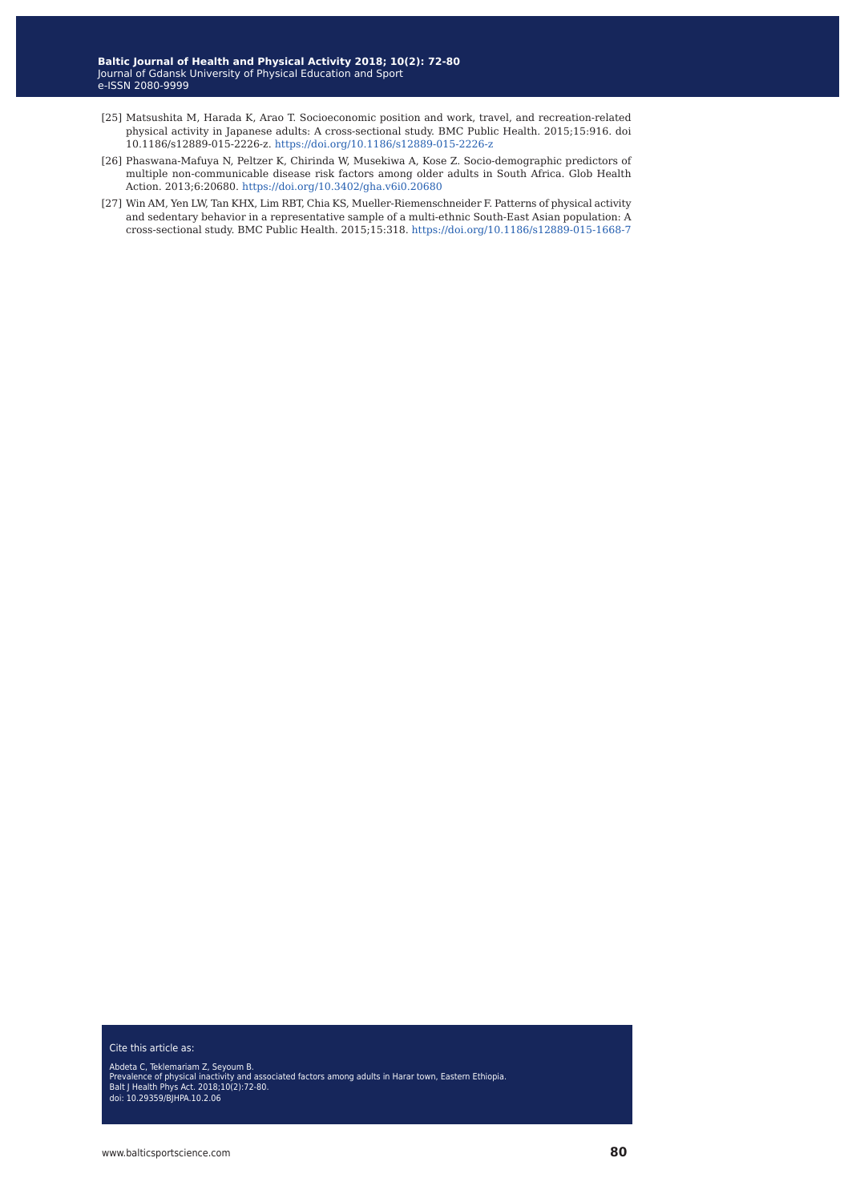[25] Matsushita M, Harada K, Arao T. Socioeconomic position and work, travel, and recreation-related physical activity in Japanese adults: A cross-sectional study. BMC Public Health. 2015;15:916. doi 10.1186/s12889-015-2226-z. https://doi.org/10.1186/s12889-015-2226-z

[26] Phaswana-Mafuya N, Peltzer K, Chirinda W, Musekiwa A, Kose Z. Socio-demographic predictors of multiple non-communicable disease risk factors among older adults in South Africa. Glob Health Action. 2013;6:20680. https://doi.org/10.3402/gha.v6i0.20680

[27] Win AM, Yen LW, Tan KHX, Lim RBT, Chia KS, Mueller-Riemenschneider F. Patterns of physical activity and sedentary behavior in a representative sample of a multi-ethnic South-East Asian population: A cross-sectional study. BMC Public Health. 2015;15:318. https://doi.org/10.1186/s12889-015-1668-7

Cite this article as:

Abdeta C, Teklemariam Z, Seyoum B.
Prevalence of physical inactivity and associated factors among adults in Harar town, Eastern Ethiopia.
Balt J Health Phys Act. 2018;10(2):72-80.
doi: 10.29359/BJHPA.10.2.06